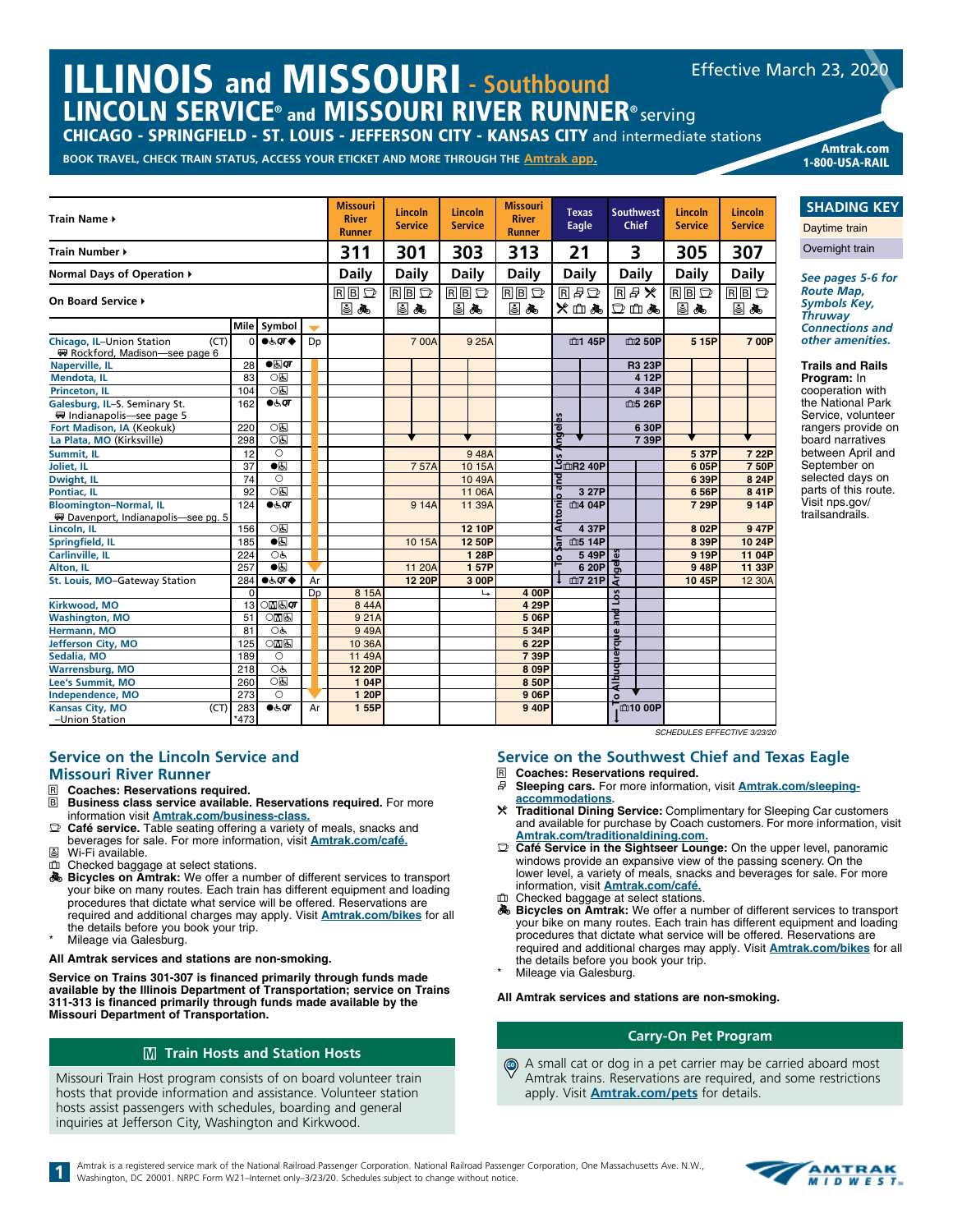# ILLINOIS and MISSOURI - Southbound

## LINCOLN SERVICE® and MISSOURI RIVER RUNNER® serving

### CHICAGO - SPRINGFIELD - ST. LOUIS - JEFFERSON CITY - KANSAS CITY and intermediate stations

Effective March 23, 2020

BOOK TRAVEL, CHECK TRAIN STATUS, ACCESS YOUR ETICKET AND MORE THROUGH THE Amtrak app.

Amtrak.com
1-800-USA-RAIL

| Train Name ▸ | | | | Missouri River Runner | Lincoln Service | Lincoln Service | Missouri River Runner | Texas Eagle | Southwest Chief | Lincoln Service | Lincoln Service |
|---|---|---|---|---|---|---|---|---|---|---|---|
| Train Number ▸ | | | | 311 | 301 | 303 | 313 | 21 | 3 | 305 | 307 |
| Normal Days of Operation ▸ | | | | Daily | Daily | Daily | Daily | Daily | Daily | Daily | Daily |
| On Board Service ▸ | | | | R B Café Wi-Fi Bikes | R B Café Wi-Fi Bikes | R B Café Wi-Fi Bikes | R B Café Wi-Fi Bikes | R Sleeping Café Dining Baggage Bikes | R Sleeping Dining Café Baggage Bikes | R B Café Wi-Fi Bikes | R B Café Wi-Fi Bikes |
| | Mile | Symbol | | | | | | | | | |
| Chicago, IL–Union Station (CT) | 0 | ●♿QT◆ | Dp | | 7 00A | 9 25A | | Baggage 1 45P | Baggage 2 50P | 5 15P | 7 00P |
| Rockford, Madison—see page 6 | | | | | | | | | | | |
| Naperville, IL | 28 | ●♿QT | | | | | | | R3 23P | | |
| Mendota, IL | 83 | ○♿ | | | | | | | 4 12P | | |
| Princeton, IL | 104 | ○♿ | | | | | | | 4 34P | | |
| Galesburg, IL–S. Seminary St. | 162 | ●♿QT | | | | | | | Baggage 5 26P | | |
| Indianapolis—see page 5 | | | | | | | | | | | |
| Fort Madison, IA (Keokuk) | 220 | ○♿ | | | | | | | 6 30P | | |
| La Plata, MO (Kirksville) | 298 | ○♿ | | | ▼ | ▼ | | ▼ | 7 39P | ▼ | ▼ |
| Summit, IL | 12 | ○ | | | | 9 48A | | | | 5 37P | 7 22P |
| Joliet, IL | 37 | ●♿ | | | 7 57A | 10 15A | | Baggage R2 40P | | 6 05P | 7 50P |
| Dwight, IL | 74 | ○ | | | | 10 49A | | | | 6 39P | 8 24P |
| Pontiac, IL | 92 | ○♿ | | | | 11 06A | | 3 27P | | 6 56P | 8 41P |
| Bloomington–Normal, IL | 124 | ●♿QT | | | 9 14A | 11 39A | | Baggage 4 04P | | 7 29P | 9 14P |
| Davenport, Indianapolis—see pg. 5 | | | | | | | | | | | |
| Lincoln, IL | 156 | ○♿ | | | | 12 10P | | 4 37P | | 8 02P | 9 47P |
| Springfield, IL | 185 | ●♿ | | | 10 15A | 12 50P | | Baggage 5 14P | | 8 39P | 10 24P |
| Carlinville, IL | 224 | ○♿ | | | | 1 28P | | 5 49P | | 9 19P | 11 04P |
| Alton, IL | 257 | ●♿ | | | 11 20A | 1 57P | | 6 20P | | 9 48P | 11 33P |
| St. Louis, MO–Gateway Station | 284 | ●♿QT◆ | Ar | | 12 20P | 3 00P | | Baggage 7 21P (To San Antonio and Los Angeles) | | 10 45P | 12 30A |
| | 0 | | Dp | 8 15A | | ↳ | 4 00P | | | | |
| Kirkwood, MO | 13 | ○M♿QT | | 8 44A | | | 4 29P | | | | |
| Washington, MO | 51 | ○M♿ | | 9 21A | | | 5 06P | | | | |
| Hermann, MO | 81 | ○♿ | | 9 49A | | | 5 34P | | | | |
| Jefferson City, MO | 125 | ○M♿ | | 10 36A | | | 6 22P | | | | |
| Sedalia, MO | 189 | ○ | | 11 49A | | | 7 39P | | | | |
| Warrensburg, MO | 218 | ○♿ | | 12 20P | | | 8 09P | | | | |
| Lee's Summit, MO | 260 | ○♿ | | 1 04P | | | 8 50P | | | | |
| Independence, MO | 273 | ○ | | 1 20P | | | 9 06P | | ▼ | | |
| Kansas City, MO (CT) –Union Station | 283 *473 | ●♿QT | Ar | 1 55P | | | 9 40P | | Baggage 10 00P (To Albuquerque and Los Angeles) | | |

SCHEDULES EFFECTIVE 3/23/20

**SHADING KEY**
- Daytime train
- Overnight train

*See pages 5-6 for Route Map, Symbols Key, Thruway Connections and other amenities.*

**Trails and Rails Program:** In cooperation with the National Park Service, volunteer rangers provide on board narratives between April and September on selected days on parts of this route. Visit nps.gov/trailsandrails.

## Service on the Lincoln Service and Missouri River Runner

- R **Coaches: Reservations required.**
- B **Business class service available. Reservations required.** For more information visit Amtrak.com/business-class.
- **Café service.** Table seating offering a variety of meals, snacks and beverages for sale. For more information, visit Amtrak.com/café.
- Wi-Fi available.
- Checked baggage at select stations.
- **Bicycles on Amtrak:** We offer a number of different services to transport your bike on many routes. Each train has different equipment and loading procedures that dictate what service will be offered. Reservations are required and additional charges may apply. Visit **Amtrak.com/bikes** for all the details before you book your trip.
- * Mileage via Galesburg.

**All Amtrak services and stations are non-smoking.**

**Service on Trains 301-307 is financed primarily through funds made available by the Illinois Department of Transportation; service on Trains 311-313 is financed primarily through funds made available by the Missouri Department of Transportation.**

### M Train Hosts and Station Hosts

Missouri Train Host program consists of on board volunteer train hosts that provide information and assistance. Volunteer station hosts assist passengers with schedules, boarding and general inquiries at Jefferson City, Washington and Kirkwood.

## Service on the Southwest Chief and Texas Eagle

- R **Coaches: Reservations required.**
- **Sleeping cars.** For more information, visit **Amtrak.com/sleeping-accommodations.**
- **Traditional Dining Service:** Complimentary for Sleeping Car customers and available for purchase by Coach customers. For more information, visit **Amtrak.com/traditionaldining.com.**
- **Café Service in the Sightseer Lounge:** On the upper level, panoramic windows provide an expansive view of the passing scenery. On the lower level, a variety of meals, snacks and beverages for sale. For more information, visit **Amtrak.com/café.**
- Checked baggage at select stations.
- **Bicycles on Amtrak:** We offer a number of different services to transport your bike on many routes. Each train has different equipment and loading procedures that dictate what service will be offered. Reservations are required and additional charges may apply. Visit **Amtrak.com/bikes** for all the details before you book your trip.
- * Mileage via Galesburg.

**All Amtrak services and stations are non-smoking.**

### Carry-On Pet Program

A small cat or dog in a pet carrier may be carried aboard most Amtrak trains. Reservations are required, and some restrictions apply. Visit **Amtrak.com/pets** for details.

Amtrak is a registered service mark of the National Railroad Passenger Corporation. National Railroad Passenger Corporation, One Massachusetts Ave. N.W., Washington, DC 20001. NRPC Form W21–Internet only–3/23/20. Schedules subject to change without notice.

AMTRAK MIDWEST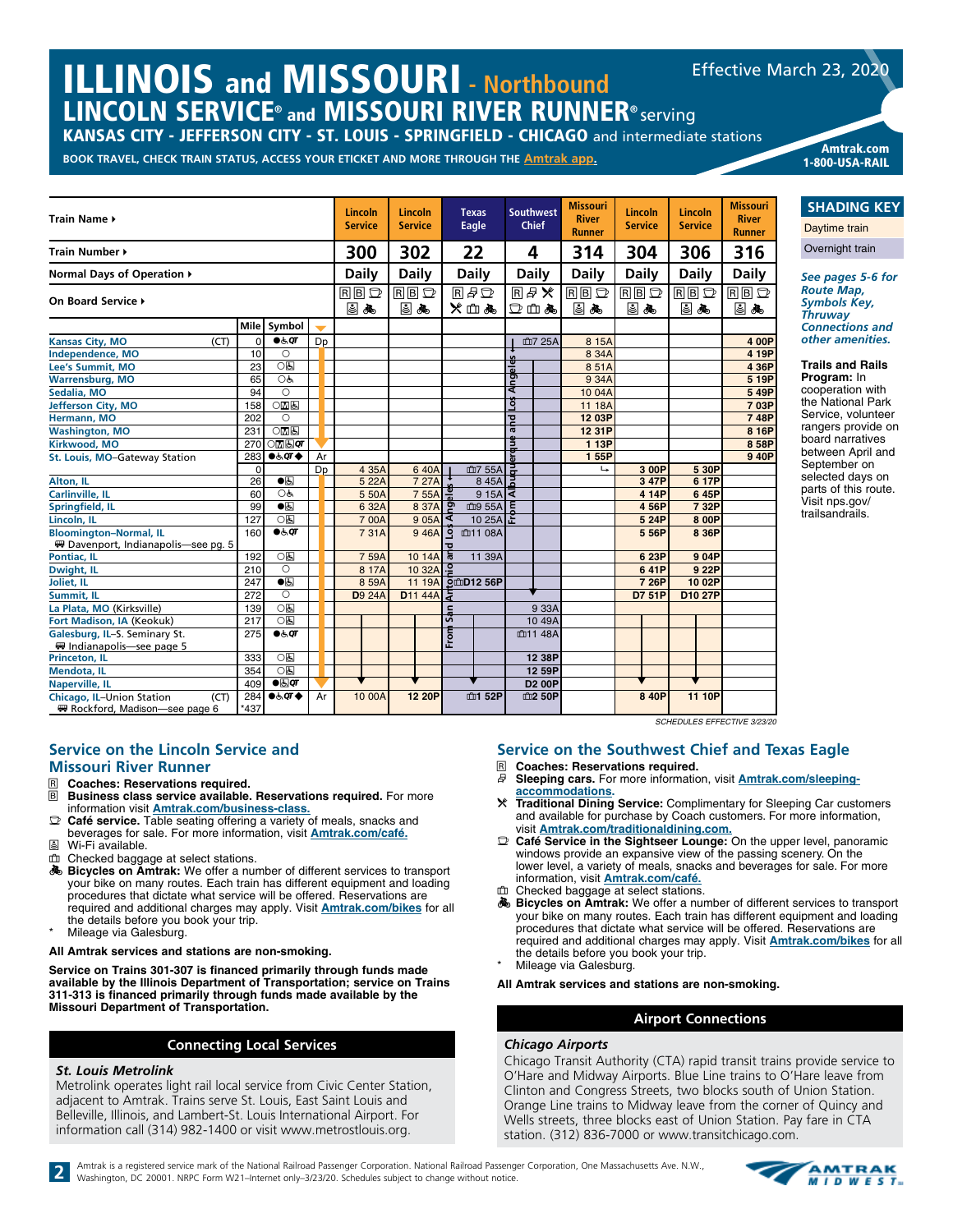# ILLINOIS and MISSOURI - Northbound

## LINCOLN SERVICE® and MISSOURI RIVER RUNNER® serving

### KANSAS CITY - JEFFERSON CITY - ST. LOUIS - SPRINGFIELD - CHICAGO and intermediate stations

Effective March 23, 2020

BOOK TRAVEL, CHECK TRAIN STATUS, ACCESS YOUR ETICKET AND MORE THROUGH THE Amtrak app.

Amtrak.com
1-800-USA-RAIL

| Train Name ▸ | Mile | Symbol | | Lincoln Service | Lincoln Service | Texas Eagle | Southwest Chief | Missouri River Runner | Lincoln Service | Lincoln Service | Missouri River Runner |
|---|---|---|---|---|---|---|---|---|---|---|---|
| Train Number ▸ | | | | 300 | 302 | 22 | 4 | 314 | 304 | 306 | 316 |
| Normal Days of Operation ▸ | | | | Daily | Daily | Daily | Daily | Daily | Daily | Daily | Daily |
| On Board Service ▸ | | | | R B Café, Wi-Fi, Bikes | R B Café, Wi-Fi, Bikes | R Sleeping, Café, Dining, Checked baggage, Bikes | R Sleeping, Dining, Café, Checked baggage, Bikes | R B Café, Wi-Fi, Bikes | R B Café, Wi-Fi, Bikes | R B Café, Wi-Fi, Bikes | R B Café, Wi-Fi, Bikes |
| Kansas City, MO (CT) | 0 | ●♿QT | Dp | | | | 7 25A | 8 15A | | | 4 00P |
| Independence, MO | 10 | ○ | | | | | | 8 34A | | | 4 19P |
| Lee's Summit, MO | 23 | ○♿ | | | | | | 8 51A | | | 4 36P |
| Warrensburg, MO | 65 | ○♿ | | | | | | 9 34A | | | 5 19P |
| Sedalia, MO | 94 | ○ | | | | | | 10 04A | | | 5 49P |
| Jefferson City, MO | 158 | ○M♿ | | | | | | 11 18A | | | 7 03P |
| Hermann, MO | 202 | ○ | | | | | | 12 03P | | | 7 48P |
| Washington, MO | 231 | ○M♿ | | | | | | 12 31P | | | 8 16P |
| Kirkwood, MO | 270 | ○M♿QT | | | | | | 1 13P | | | 8 58P |
| St. Louis, MO–Gateway Station | 283 | ●♿QT◆ | Ar | | | | | 1 55P | | | 9 40P |
| | 0 | | Dp | 4 35A | 6 40A | 7 55A | | ↳ | 3 00P | 5 30P | |
| Alton, IL | 26 | ●♿ | | 5 22A | 7 27A | 8 45A | | | 3 47P | 6 17P | |
| Carlinville, IL | 60 | ○♿ | | 5 50A | 7 55A | 9 15A | | | 4 14P | 6 45P | |
| Springfield, IL | 99 | ●♿ | | 6 32A | 8 37A | 9 55A | | | 4 56P | 7 32P | |
| Lincoln, IL | 127 | ○♿ | | 7 00A | 9 05A | 10 25A | | | 5 24P | 8 00P | |
| Bloomington–Normal, IL 🚌 Davenport, Indianapolis—see pg. 5 | 160 | ●♿QT | | 7 31A | 9 46A | 11 08A | | | 5 56P | 8 36P | |
| Pontiac, IL | 192 | ○♿ | | 7 59A | 10 14A | 11 39A | | | 6 23P | 9 04P | |
| Dwight, IL | 210 | ○ | | 8 17A | 10 32A | | | | 6 41P | 9 22P | |
| Joliet, IL | 247 | ●♿ | | 8 59A | 11 19A | D12 56P | | | 7 26P | 10 02P | |
| Summit, IL | 272 | ○ | | D9 24A | D11 44A | | | | D7 51P | D10 27P | |
| La Plata, MO (Kirksville) | 139 | ○♿ | | | | | 9 33A | | | | |
| Fort Madison, IA (Keokuk) | 217 | ○♿ | | | | | 10 49A | | | | |
| Galesburg, IL–S. Seminary St. 🚌 Indianapolis—see page 5 | 275 | ●♿QT | | | | | 11 48A | | | | |
| Princeton, IL | 333 | ○♿ | | | | | 12 38P | | | | |
| Mendota, IL | 354 | ○♿ | | | | | 12 59P | | | | |
| Naperville, IL | 409 | ●♿QT | | | | | D2 00P | | | | |
| Chicago, IL–Union Station (CT) 🚌 Rockford, Madison—see page 6 | 284 *437 | ●♿QT◆ | Ar | 10 00A | 12 20P | 1 52P | 2 50P | | 8 40P | 11 10P | |

Train 22: From San Antonio and Los Angeles. Train 4: From Albuquerque and Los Angeles.

SCHEDULES EFFECTIVE 3/23/20

**SHADING KEY**
- Daytime train
- Overnight train

*See pages 5-6 for Route Map, Symbols Key, Thruway Connections and other amenities.*

**Trails and Rails Program:** In cooperation with the National Park Service, volunteer rangers provide on board narratives between April and September on selected days on parts of this route. Visit nps.gov/trailsandrails.

## Service on the Lincoln Service and Missouri River Runner

- R **Coaches: Reservations required.**
- B **Business class service available. Reservations required.** For more information visit Amtrak.com/business-class.
- Café service. Table seating offering a variety of meals, snacks and beverages for sale. For more information, visit Amtrak.com/café.
- Wi-Fi available.
- Checked baggage at select stations.
- **Bicycles on Amtrak:** We offer a number of different services to transport your bike on many routes. Each train has different equipment and loading procedures that dictate what service will be offered. Reservations are required and additional charges may apply. Visit Amtrak.com/bikes for all the details before you book your trip.
- \* Mileage via Galesburg.

**All Amtrak services and stations are non-smoking.**

**Service on Trains 301-307 is financed primarily through funds made available by the Illinois Department of Transportation; service on Trains 311-313 is financed primarily through funds made available by the Missouri Department of Transportation.**

## Connecting Local Services

### St. Louis Metrolink

Metrolink operates light rail local service from Civic Center Station, adjacent to Amtrak. Trains serve St. Louis, East Saint Louis and Belleville, Illinois, and Lambert-St. Louis International Airport. For information call (314) 982-1400 or visit www.metrostlouis.org.

## Service on the Southwest Chief and Texas Eagle

- R **Coaches: Reservations required.**
- **Sleeping cars.** For more information, visit Amtrak.com/sleeping-accommodations.
- **Traditional Dining Service:** Complimentary for Sleeping Car customers and available for purchase by Coach customers. For more information, visit Amtrak.com/traditionaldining.com.
- **Café Service in the Sightseer Lounge:** On the upper level, panoramic windows provide an expansive view of the passing scenery. On the lower level, a variety of meals, snacks and beverages for sale. For more information, visit Amtrak.com/café.
- Checked baggage at select stations.
- **Bicycles on Amtrak:** We offer a number of different services to transport your bike on many routes. Each train has different equipment and loading procedures that dictate what service will be offered. Reservations are required and additional charges may apply. Visit Amtrak.com/bikes for all the details before you book your trip.
- \* Mileage via Galesburg.

**All Amtrak services and stations are non-smoking.**

## Airport Connections

### Chicago Airports

Chicago Transit Authority (CTA) rapid transit trains provide service to O'Hare and Midway Airports. Blue Line trains to O'Hare leave from Clinton and Congress Streets, two blocks south of Union Station. Orange Line trains to Midway leave from the corner of Quincy and Wells streets, three blocks east of Union Station. Pay fare in CTA station. (312) 836-7000 or www.transitchicago.com.

Amtrak is a registered service mark of the National Railroad Passenger Corporation. National Railroad Passenger Corporation, One Massachusetts Ave. N.W., Washington, DC 20001. NRPC Form W21–Internet only–3/23/20. Schedules subject to change without notice.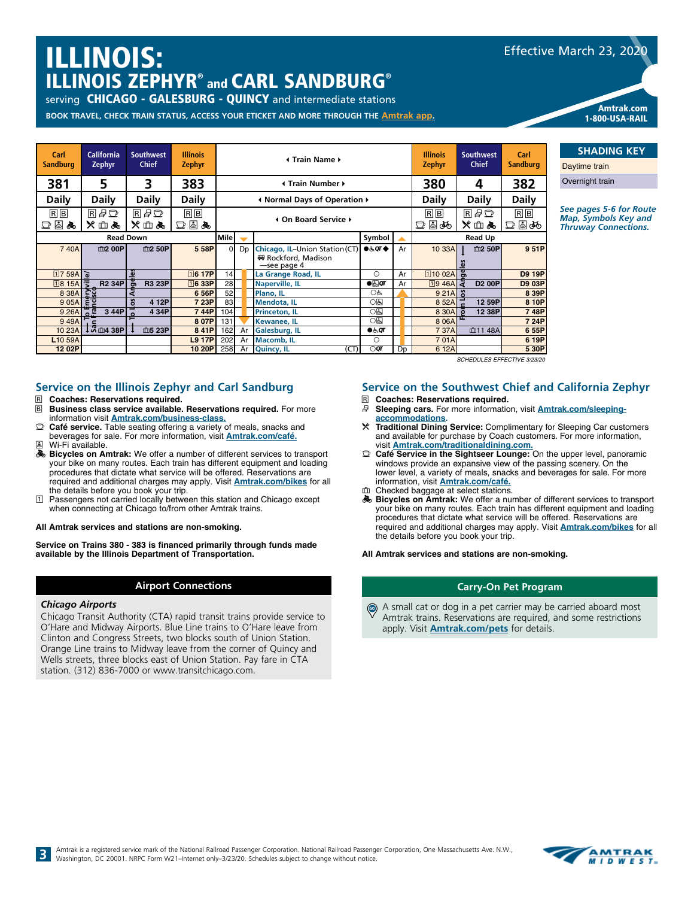# ILLINOIS:
## ILLINOIS ZEPHYR® and CARL SANDBURG®

serving **CHICAGO - GALESBURG - QUINCY** and intermediate stations

Effective March 23, 2020

BOOK TRAVEL, CHECK TRAIN STATUS, ACCESS YOUR ETICKET AND MORE THROUGH THE Amtrak app.

Amtrak.com
1-800-USA-RAIL

| Carl Sandburg | California Zephyr | Southwest Chief | Illinois Zephyr | | | Train Name | Symbol | | Illinois Zephyr | Southwest Chief | Carl Sandburg |
|---|---|---|---|---|---|---|---|---|---|---|---|
| 381 | 5 | 3 | 383 | | | Train Number | | | 380 | 4 | 382 |
| Daily | Daily | Daily | Daily | | | Normal Days of Operation | | | Daily | Daily | Daily |
| R B | R | R | R B | | | On Board Service | | | R B | R | R B |
| Read Down | | | | Mile | | | | | Read Up | | |
| 7 40A | 2 00P | 2 50P | 5 58P | 0 | Dp | Chicago, IL–Union Station (CT) — Rockford, Madison —see page 4 | ●♿QT◆ | Ar | 10 33A | 2 50P | 9 51P |
| 1 7 59A | To Emeryville/San Francisco | To Los Angeles | 1 6 17P | 14 | | La Grange Road, IL | ○ | Ar | 1 10 02A | From Los Angeles | D9 19P |
| 1 8 15A | R2 34P | R3 23P | 1 6 33P | 28 | | Naperville, IL | ●♿QT | Ar | 1 9 46A | D2 00P | D9 03P |
| 8 38A | | | 6 56P | 52 | | Plano, IL | ○♿ | | 9 21A | | 8 39P |
| 9 05A | | 4 12P | 7 23P | 83 | | Mendota, IL | ○♿ | | 8 52A | 12 59P | 8 10P |
| 9 26A | 3 44P | 4 34P | 7 44P | 104 | | Princeton, IL | ○♿ | | 8 30A | 12 38P | 7 48P |
| 9 49A | | | 8 07P | 131 | | Kewanee, IL | ○♿ | | 8 06A | | 7 24P |
| 10 23A | 4 38P | 5 23P | 8 41P | 162 | Ar | Galesburg, IL | ●♿QT | | 7 37A | 11 48A | 6 55P |
| L10 59A | | | L9 17P | 202 | Ar | Macomb, IL | ○ | | 7 01A | | 6 19P |
| 12 02P | | | 10 20P | 258 | Ar | Quincy, IL (CT) | ○QT | Dp | 6 12A | | 5 30P |

SCHEDULES EFFECTIVE 3/23/20

**SHADING KEY**
- Daytime train
- Overnight train

*See pages 5-6 for Route Map, Symbols Key and Thruway Connections.*

## Service on the Illinois Zephyr and Carl Sandburg

- R **Coaches: Reservations required.**
- B **Business class service available. Reservations required.** For more information visit Amtrak.com/business-class.
- **Café service.** Table seating offering a variety of meals, snacks and beverages for sale. For more information, visit Amtrak.com/café.
- Wi-Fi available.
- **Bicycles on Amtrak:** We offer a number of different services to transport your bike on many routes. Each train has different equipment and loading procedures that dictate what service will be offered. Reservations are required and additional charges may apply. Visit Amtrak.com/bikes for all the details before you book your trip.
- 1 Passengers not carried locally between this station and Chicago except when connecting at Chicago to/from other Amtrak trains.

**All Amtrak services and stations are non-smoking.**

**Service on Trains 380 - 383 is financed primarily through funds made available by the Illinois Department of Transportation.**

## Airport Connections

### *Chicago Airports*

Chicago Transit Authority (CTA) rapid transit trains provide service to O'Hare and Midway Airports. Blue Line trains to O'Hare leave from Clinton and Congress Streets, two blocks south of Union Station. Orange Line trains to Midway leave from the corner of Quincy and Wells streets, three blocks east of Union Station. Pay fare in CTA station. (312) 836-7000 or www.transitchicago.com.

## Service on the Southwest Chief and California Zephyr

- R **Coaches: Reservations required.**
- **Sleeping cars.** For more information, visit Amtrak.com/sleeping-accommodations.
- **Traditional Dining Service:** Complimentary for Sleeping Car customers and available for purchase by Coach customers. For more information, visit Amtrak.com/traditionaldining.com.
- **Café Service in the Sightseer Lounge:** On the upper level, panoramic windows provide an expansive view of the passing scenery. On the lower level, a variety of meals, snacks and beverages for sale. For more information, visit Amtrak.com/café.
- Checked baggage at select stations.
- **Bicycles on Amtrak:** We offer a number of different services to transport your bike on many routes. Each train has different equipment and loading procedures that dictate what service will be offered. Reservations are required and additional charges may apply. Visit Amtrak.com/bikes for all the details before you book your trip.

**All Amtrak services and stations are non-smoking.**

## Carry-On Pet Program

A small cat or dog in a pet carrier may be carried aboard most Amtrak trains. Reservations are required, and some restrictions apply. Visit Amtrak.com/pets for details.

Amtrak is a registered service mark of the National Railroad Passenger Corporation. National Railroad Passenger Corporation, One Massachusetts Ave. N.W., Washington, DC 20001. NRPC Form W21–Internet only–3/23/20. Schedules subject to change without notice.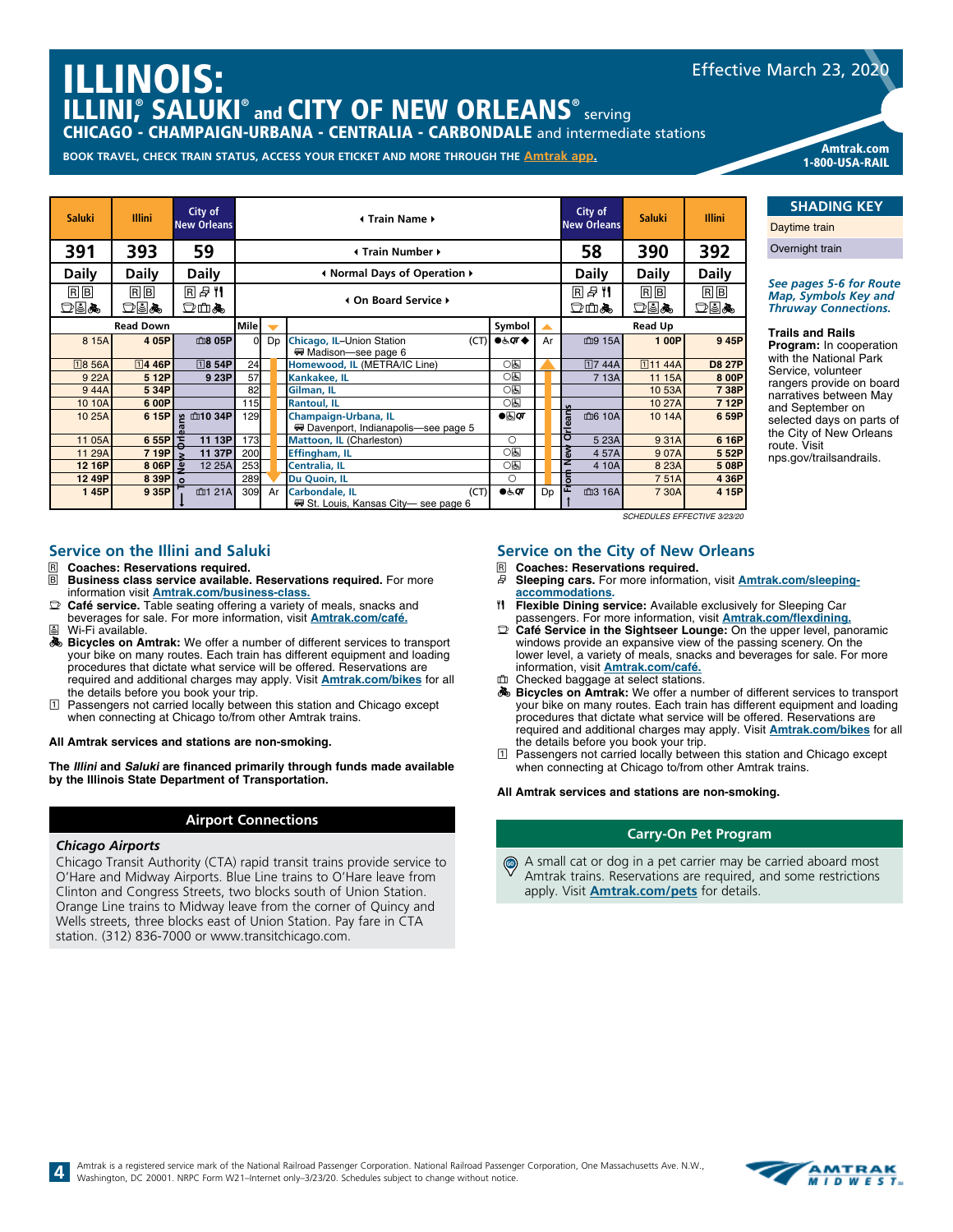# ILLINOIS:

## ILLINI®, SALUKI® and CITY OF NEW ORLEANS® serving

**CHICAGO - CHAMPAIGN-URBANA - CENTRALIA - CARBONDALE** and intermediate stations

Effective March 23, 2020

BOOK TRAVEL, CHECK TRAIN STATUS, ACCESS YOUR ETICKET AND MORE THROUGH THE Amtrak app.

Amtrak.com
1-800-USA-RAIL

| Saluki | Illini | City of New Orleans | | | ◂ Train Name ▸ | | | City of New Orleans | Saluki | Illini |
|---|---|---|---|---|---|---|---|---|---|---|
| **391** | **393** | **59** | | | ◂ Train Number ▸ | | | **58** | **390** | **392** |
| Daily | Daily | Daily | | | ◂ Normal Days of Operation ▸ | | | Daily | Daily | Daily |
| R B | R B | R | | | ◂ On Board Service ▸ | | | R | R B | R B |
| Read Down | | | Mile | | | Symbol | | Read Up | | |
| 8 15A | 4 05P | 8 05P | 0 | Dp | **Chicago, IL**–Union Station (CT) — Madison—see page 6 | ● ◆ | Ar | 9 15A | 1 00P | 9 45P |
| 1 8 56A | 1 4 46P | 1 8 54P | 24 | | Homewood, IL (METRA/IC Line) | ○ | | 1 7 44A | 1 11 44A | D8 27P |
| 9 22A | 5 12P | 9 23P | 57 | | Kankakee, IL | ○ | | 7 13A | 11 15A | 8 00P |
| 9 44A | 5 34P | | 82 | | Gilman, IL | ○ | | | 10 53A | 7 38P |
| 10 10A | 6 00P | | 115 | | Rantoul, IL | ○ | | | 10 27A | 7 12P |
| 10 25A | 6 15P | 10 34P | 129 | | Champaign-Urbana, IL — Davenport, Indianapolis—see page 5 | ● | | 6 10A | 10 14A | 6 59P |
| 11 05A | 6 55P | 11 13P | 173 | | Mattoon, IL (Charleston) | ○ | | 5 23A | 9 31A | 6 16P |
| 11 29A | 7 19P | 11 37P | 200 | | Effingham, IL | ○ | | 4 57A | 9 07A | 5 52P |
| 12 16P | 8 06P | 12 25A | 253 | | Centralia, IL | ○ | | 4 10A | 8 23A | 5 08P |
| 12 49P | 8 39P | | 289 | | Du Quoin, IL | ○ | | | 7 51A | 4 36P |
| 1 45P | 9 35P | 1 21A | 309 | Ar | **Carbondale, IL** (CT) — St. Louis, Kansas City— see page 6 | ● | Dp | 3 16A | 7 30A | 4 15P |

Train 59 runs "To New Orleans"; Train 58 runs "From New Orleans".

SCHEDULES EFFECTIVE 3/23/20

**SHADING KEY**

Daytime train

Overnight train

*See pages 5-6 for Route Map, Symbols Key and Thruway Connections.*

**Trails and Rails Program:** In cooperation with the National Park Service, volunteer rangers provide on board narratives between May and September on selected days on parts of the City of New Orleans route. Visit nps.gov/trailsandrails.

## Service on the Illini and Saluki

- R **Coaches: Reservations required.**
- B **Business class service available. Reservations required.** For more information visit **Amtrak.com/business-class.**
- **Café service.** Table seating offering a variety of meals, snacks and beverages for sale. For more information, visit **Amtrak.com/café.**
- Wi-Fi available.
- **Bicycles on Amtrak:** We offer a number of different services to transport your bike on many routes. Each train has different equipment and loading procedures that dictate what service will be offered. Reservations are required and additional charges may apply. Visit **Amtrak.com/bikes** for all the details before you book your trip.
- 1 Passengers not carried locally between this station and Chicago except when connecting at Chicago to/from other Amtrak trains.

**All Amtrak services and stations are non-smoking.**

**The *Illini* and *Saluki* are financed primarily through funds made available by the Illinois State Department of Transportation.**

### Airport Connections

***Chicago Airports***

Chicago Transit Authority (CTA) rapid transit trains provide service to O'Hare and Midway Airports. Blue Line trains to O'Hare leave from Clinton and Congress Streets, two blocks south of Union Station. Orange Line trains to Midway leave from the corner of Quincy and Wells streets, three blocks east of Union Station. Pay fare in CTA station. (312) 836-7000 or www.transitchicago.com.

## Service on the City of New Orleans

- R **Coaches: Reservations required.**
- **Sleeping cars.** For more information, visit **Amtrak.com/sleeping-accommodations.**
- **Flexible Dining service:** Available exclusively for Sleeping Car passengers. For more information, visit **Amtrak.com/flexdining.**
- **Café Service in the Sightseer Lounge:** On the upper level, panoramic windows provide an expansive view of the passing scenery. On the lower level, a variety of meals, snacks and beverages for sale. For more information, visit **Amtrak.com/café.**
- Checked baggage at select stations.
- **Bicycles on Amtrak:** We offer a number of different services to transport your bike on many routes. Each train has different equipment and loading procedures that dictate what service will be offered. Reservations are required and additional charges may apply. Visit **Amtrak.com/bikes** for all the details before you book your trip.
- 1 Passengers not carried locally between this station and Chicago except when connecting at Chicago to/from other Amtrak trains.

**All Amtrak services and stations are non-smoking.**

### Carry-On Pet Program

A small cat or dog in a pet carrier may be carried aboard most Amtrak trains. Reservations are required, and some restrictions apply. Visit **Amtrak.com/pets** for details.

Amtrak is a registered service mark of the National Railroad Passenger Corporation. National Railroad Passenger Corporation, One Massachusetts Ave. N.W., Washington, DC 20001. NRPC Form W21–Internet only–3/23/20. Schedules subject to change without notice.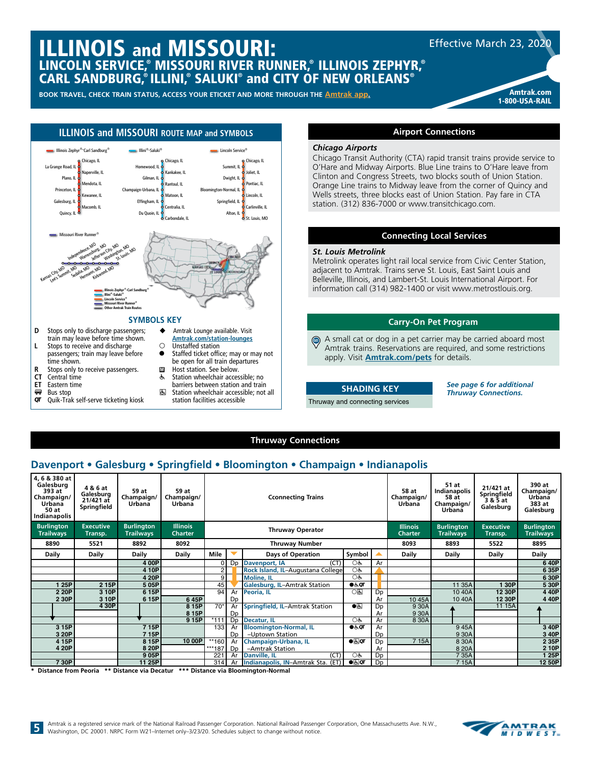# ILLINOIS and MISSOURI:

## LINCOLN SERVICE,® MISSOURI RIVER RUNNER,® ILLINOIS ZEPHYR,® CARL SANDBURG,® ILLINI,® SALUKI® and CITY OF NEW ORLEANS®

Effective March 23, 2020

BOOK TRAVEL, CHECK TRAIN STATUS, ACCESS YOUR ETICKET AND MORE THROUGH THE Amtrak app.

Amtrak.com
1-800-USA-RAIL

## ILLINOIS and MISSOURI ROUTE MAP and SYMBOLS

**Illinois Zephyr®-Carl Sandburg®:** Chicago, IL – La Grange Road, IL – Naperville, IL – Plano, IL – Mendota, IL – Princeton, IL – Kewanee, IL – Galesburg, IL – Macomb, IL – Quincy, IL

**Illini®-Saluki®:** Chicago, IL – Homewood, IL – Kankakee, IL – Gilman, IL – Rantoul, IL – Champaign-Urbana, IL – Mattoon, IL – Effingham, IL – Centralia, IL – Du Quoin, IL – Carbondale, IL

**Lincoln Service®:** Chicago, IL – Summit, IL – Joliet, IL – Dwight, IL – Pontiac, IL – Bloomington-Normal, IL – Lincoln, IL – Springfield, IL – Carlinville, IL – Alton, IL – St. Louis, MO

**Missouri River Runner®:** Kansas City, MO – Lee's Summit, MO – Independence, MO – Warrensburg, MO – Sedalia, MO – Jefferson City, MO – Hermann, MO – Washington, MO – Kirkwood, MO – St. Louis, MO

Illinois Zephyr®-Carl Sandburg® / Illini®-Saluki® / Lincoln Service® / Missouri River Runner® / Other Amtrak Train Routes

### SYMBOLS KEY

- **D** Stops only to discharge passengers; train may leave before time shown.
- **L** Stops to receive and discharge passengers; train may leave before time shown.
- **R** Stops only to receive passengers.
- **CT** Central time
- **ET** Eastern time
- 🚌 Bus stop
- **QT** Quik-Trak self-serve ticketing kiosk
- ◆ Amtrak Lounge available. Visit Amtrak.com/station-lounges
- ○ Unstaffed station
- ● Staffed ticket office; may or may not be open for all train departures
- 🅼 Host station. See below.
- ♿ Station wheelchair accessible; no barriers between station and train
- 🅱 Station wheelchair accessible; not all station facilities accessible

## Airport Connections

***Chicago Airports***

Chicago Transit Authority (CTA) rapid transit trains provide service to O'Hare and Midway Airports. Blue Line trains to O'Hare leave from Clinton and Congress Streets, two blocks south of Union Station. Orange Line trains to Midway leave from the corner of Quincy and Wells streets, three blocks east of Union Station. Pay fare in CTA station. (312) 836-7000 or www.transitchicago.com.

## Connecting Local Services

***St. Louis Metrolink***

Metrolink operates light rail local service from Civic Center Station, adjacent to Amtrak. Trains serve St. Louis, East Saint Louis and Belleville, Illinois, and Lambert-St. Louis International Airport. For information call (314) 982-1400 or visit www.metrostlouis.org.

## Carry-On Pet Program

A small cat or dog in a pet carrier may be carried aboard most Amtrak trains. Reservations are required, and some restrictions apply. Visit **Amtrak.com/pets** for details.

### SHADING KEY

Thruway and connecting services

*See page 6 for additional Thruway Connections.*

## Thruway Connections

### Davenport • Galesburg • Springfield • Bloomington • Champaign • Indianapolis

| 4, 6 & 380 at Galesburg 393 at Champaign/Urbana 50 at Indianapolis | 4 & 6 at Galesburg 21/421 at Springfield | 59 at Champaign/Urbana | 59 at Champaign/Urbana | Cconnecting Trains | | | | | 58 at Champaign/Urbana | 51 at Indianapolis 58 at Champaign/Urbana | 21/421 at Springfield 3 & 5 at Galesburg | 390 at Champaign/Urbana 383 at Galesburg |
|---|---|---|---|---|---|---|---|---|---|---|---|---|
| **Burlington Trailways** | **Executive Transp.** | **Burlington Trailways** | **Illinois Charter** | **Thruway Operator** | | | | | **Illinois Charter** | **Burlington Trailways** | **Executive Transp.** | **Burlington Trailways** |
| **8890** | **5521** | **8892** | **8092** | **Thruway Number** | | | | | **8093** | **8893** | **5522** | **8895** |
| **Daily** | **Daily** | **Daily** | **Daily** | **Mile** | ▼ | **Days of Operation** | **Symbol** | ▲ | **Daily** | **Daily** | **Daily** | **Daily** |
| | | 4 00P | | 0 | Dp | Davenport, IA (CT) | ○♿ | Ar | | | | 6 40P |
| | | 4 10P | | 2 | | Rock Island, IL–Augustana College | ○♿ | | | | | 6 35P |
| | | 4 20P | | 9 | | Moline, IL | ○♿ | | | | | 6 30P |
| 1 25P | 2 15P | 5 05P | | 45 | | Galesburg, IL–Amtrak Station | ●♿QT | | | 11 35A | 1 30P | 5 30P |
| 2 20P | 3 10P | 6 15P | | 94 | Ar | Peoria, IL | ○🅱 | Dp | | 10 40A | 12 30P | 4 40P |
| 2 30P | 3 10P | 6 15P | 6 45P | | Dp | | | Ar | 10 45A | 10 40A | 12 30P | 4 40P |
| | 4 30P | ↓ | 8 15P | 70* | Ar | Springfield, IL–Amtrak Station | ●🅱 | Dp | 9 30A | ↑ | 11 15A | ↑ |
| | | | 8 15P | | Dp | | | Ar | 9 30A | | | |
| | | ↓ | 9 15P | *111 | Dp | Decatur, IL | ○♿ | Ar | 8 30A | | | |
| 3 15P | | 7 15P | | 133 | Ar | Bloomington-Normal, IL | ●♿QT | Ar | | 9 45A | | 3 40P |
| 3 20P | | 7 15P | | | Dp | –Uptown Station | | Dp | | 9 30A | | 3 40P |
| 4 15P | | 8 15P | 10 00P | **160 | Ar | Champaign-Urbana, IL | ●🅱QT | Dp | 7 15A | 8 30A | | 2 35P |
| 4 20P | | 8 20P | | ***187 | Dp | –Amtrak Station | | Ar | | 8 20A | | 2 10P |
| | | 9 05P | | 221 | Ar | Danville, IL (CT) | ○♿ | Dp | | 7 35A | | 1 25P |
| 7 30P | | 11 25P | | 314 | Ar | Indianapolis, IN–Amtrak Sta. (ET) | ●🅱QT | Dp | | 7 15A | | 12 50P |

\* Distance from Peoria  ** Distance via Decatur  *** Distance via Bloomington-Normal

Amtrak is a registered service mark of the National Railroad Passenger Corporation. National Railroad Passenger Corporation, One Massachusetts Ave. N.W., Washington, DC 20001. NRPC Form W21–Internet only–3/23/20. Schedules subject to change without notice.

AMTRAK MIDWEST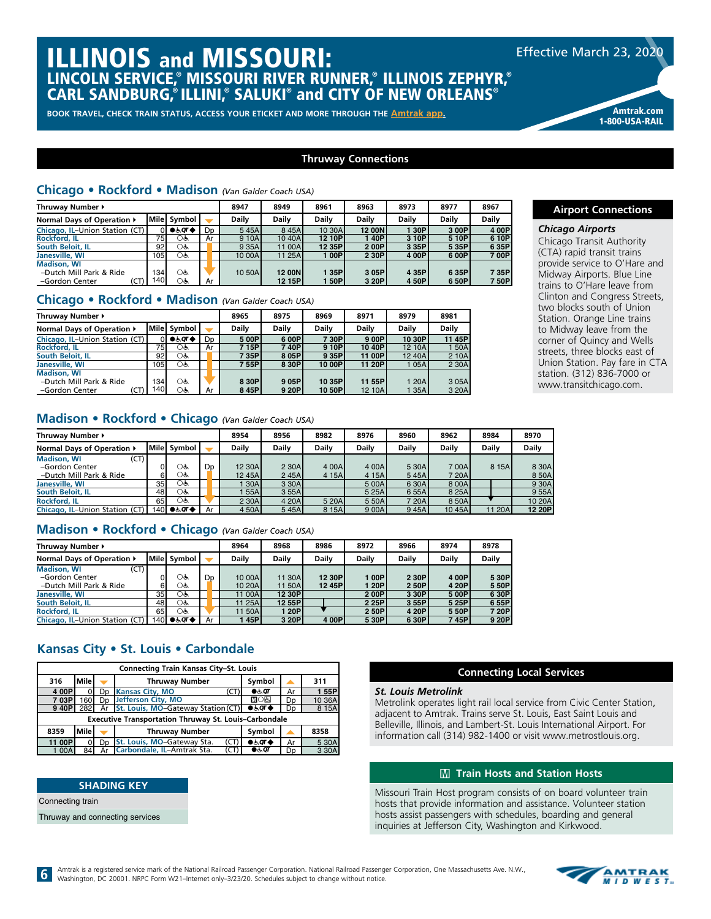# ILLINOIS and MISSOURI:
## LINCOLN SERVICE,® MISSOURI RIVER RUNNER,® ILLINOIS ZEPHYR,® CARL SANDBURG,® ILLINI,® SALUKI® and CITY OF NEW ORLEANS®

Effective March 23, 2020

BOOK TRAVEL, CHECK TRAIN STATUS, ACCESS YOUR ETICKET AND MORE THROUGH THE Amtrak app.

Amtrak.com
1-800-USA-RAIL

## Thruway Connections

### Chicago • Rockford • Madison *(Van Galder Coach USA)*

| Thruway Number ▸ | Mile | Symbol | | 8947 | 8949 | 8961 | 8963 | 8973 | 8977 | 8967 |
|---|---|---|---|---|---|---|---|---|---|---|
| Normal Days of Operation ▸ | | | | Daily | Daily | Daily | Daily | Daily | Daily | Daily |
| Chicago, IL–Union Station (CT) | 0 | ●♿QT◆ | Dp | 5 45A | 8 45A | 10 30A | **12 00N** | **1 30P** | **3 00P** | **4 00P** |
| Rockford, IL | 75 | ○♿ | Ar | 9 10A | 10 40A | **12 10P** | **1 40P** | **3 10P** | **5 10P** | **6 10P** |
| South Beloit, IL | 92 | ○♿ | | 9 35A | 11 00A | **12 35P** | **2 00P** | **3 35P** | **5 35P** | **6 35P** |
| Janesville, WI | 105 | ○♿ | | 10 00A | 11 25A | **1 00P** | **2 30P** | **4 00P** | **6 00P** | **7 00P** |
| Madison, WI | | | | | | | | | | |
| –Dutch Mill Park & Ride | 134 | ○♿ | | 10 50A | **12 00N** | **1 35P** | **3 05P** | **4 35P** | **6 35P** | **7 35P** |
| –Gordon Center (CT) | 140 | ○♿ | Ar | | **12 15P** | **1 50P** | **3 20P** | **4 50P** | **6 50P** | **7 50P** |

### Chicago • Rockford • Madison *(Van Galder Coach USA)*

| Thruway Number ▸ | Mile | Symbol | | 8965 | 8975 | 8969 | 8971 | 8979 | 8981 |
|---|---|---|---|---|---|---|---|---|---|
| Normal Days of Operation ▸ | | | | Daily | Daily | Daily | Daily | Daily | Daily |
| Chicago, IL–Union Station (CT) | 0 | ●♿QT◆ | Dp | **5 00P** | **6 00P** | **7 30P** | **9 00P** | **10 30P** | **11 45P** |
| Rockford, IL | 75 | ○♿ | Ar | **7 15P** | **7 40P** | **9 10P** | **10 40P** | 12 10A | 1 50A |
| South Beloit, IL | 92 | ○♿ | | **7 35P** | **8 05P** | **9 35P** | **11 00P** | 12 40A | 2 10A |
| Janesville, WI | 105 | ○♿ | | **7 55P** | **8 30P** | **10 00P** | **11 20P** | 1 05A | 2 30A |
| Madison, WI | | | | | | | | | |
| –Dutch Mill Park & Ride | 134 | ○♿ | | **8 30P** | **9 05P** | **10 35P** | **11 55P** | 1 20A | 3 05A |
| –Gordon Center (CT) | 140 | ○♿ | Ar | **8 45P** | **9 20P** | **10 50P** | 12 10A | 1 35A | 3 20A |

### Madison • Rockford • Chicago *(Van Galder Coach USA)*

| Thruway Number ▸ | Mile | Symbol | | 8954 | 8956 | 8982 | 8976 | 8960 | 8962 | 8984 | 8970 |
|---|---|---|---|---|---|---|---|---|---|---|---|
| Normal Days of Operation ▸ | | | | Daily | Daily | Daily | Daily | Daily | Daily | Daily | Daily |
| Madison, WI (CT) | | | | | | | | | | | |
| –Gordon Center | 0 | ○♿ | Dp | 12 30A | 2 30A | 4 00A | 4 00A | 5 30A | 7 00A | 8 15A | 8 30A |
| –Dutch Mill Park & Ride | 6 | ○♿ | | 12 45A | 2 45A | 4 15A | 4 15A | 5 45A | 7 20A | | 8 50A |
| Janesville, WI | 35 | ○♿ | | 1 30A | 3 30A | | 5 00A | 6 30A | 8 00A | | 9 30A |
| South Beloit, IL | 48 | ○♿ | | 1 55A | 3 55A | | 5 25A | 6 55A | 8 25A | | 9 55A |
| Rockford, IL | 65 | ○♿ | | 2 30A | 4 20A | 5 20A | 5 50A | 7 20A | 8 50A | ▼ | 10 20A |
| Chicago, IL–Union Station (CT) | 140 | ●♿QT◆ | Ar | 4 50A | 5 45A | 8 15A | 9 00A | 9 45A | 10 45A | 11 20A | **12 20P** |

### Madison • Rockford • Chicago *(Van Galder Coach USA)*

| Thruway Number ▸ | Mile | Symbol | | 8964 | 8968 | 8986 | 8972 | 8966 | 8974 | 8978 |
|---|---|---|---|---|---|---|---|---|---|---|
| Normal Days of Operation ▸ | | | | Daily | Daily | Daily | Daily | Daily | Daily | Daily |
| Madison, WI (CT) | | | | | | | | | | |
| –Gordon Center | 0 | ○♿ | Dp | 10 00A | 11 30A | **12 30P** | **1 00P** | **2 30P** | **4 00P** | **5 30P** |
| –Dutch Mill Park & Ride | 6 | ○♿ | | 10 20A | 11 50A | **12 45P** | **1 20P** | **2 50P** | **4 20P** | **5 50P** |
| Janesville, WI | 35 | ○♿ | | 11 00A | **12 30P** | | **2 00P** | **3 30P** | **5 00P** | **6 30P** |
| South Beloit, IL | 48 | ○♿ | | 11 25A | **12 55P** | | **2 25P** | **3 55P** | **5 25P** | **6 55P** |
| Rockford, IL | 65 | ○♿ | | 11 50A | **1 20P** | ▼ | **2 50P** | **4 20P** | **5 50P** | **7 20P** |
| Chicago, IL–Union Station (CT) | 140 | ●♿QT◆ | Ar | **1 45P** | **3 20P** | **4 00P** | **5 30P** | **6 30P** | **7 45P** | **9 20P** |

### Kansas City • St. Louis • Carbondale

| Connecting Train Kansas City–St. Louis | | | | | | |
|---|---|---|---|---|---|---|
| 316 | Mile | ▼ | Thruway Number | Symbol | ▲ | 311 |
| **4 00P** | 0 | Dp | Kansas City, MO (CT) | ●♿QT | Ar | **1 55P** |
| **7 03P** | 160 | Dp | Jefferson City, MO | Ⓜ○♿ | Dp | 10 36A |
| **9 40P** | 282 | Ar | St. Louis, MO–Gateway Station (CT) | ●♿QT◆ | Dp | 8 15A |
| **Executive Transportation Thruway St. Louis–Carbondale** | | | | | | |
| 8359 | Mile | ▼ | Thruway Number | Symbol | ▲ | 8358 |
| **11 00P** | 0 | Dp | St. Louis, MO–Gateway Sta. (CT) | ●♿QT◆ | Ar | 5 30A |
| 1 00A | 84 | Ar | Carbondale, IL–Amtrak Sta. (CT) | ●♿QT | Dp | 3 30A |

## Airport Connections

***Chicago Airports***

Chicago Transit Authority (CTA) rapid transit trains provide service to O'Hare and Midway Airports. Blue Line trains to O'Hare leave from Clinton and Congress Streets, two blocks south of Union Station. Orange Line trains to Midway leave from the corner of Quincy and Wells streets, three blocks east of Union Station. Pay fare in CTA station. (312) 836-7000 or www.transitchicago.com.

## Connecting Local Services

***St. Louis Metrolink***

Metrolink operates light rail local service from Civic Center Station, adjacent to Amtrak. Trains serve St. Louis, East Saint Louis and Belleville, Illinois, and Lambert-St. Louis International Airport. For information call (314) 982-1400 or visit www.metrostlouis.org.

## Ⓜ Train Hosts and Station Hosts

Missouri Train Host program consists of on board volunteer train hosts that provide information and assistance. Volunteer station hosts assist passengers with schedules, boarding and general inquiries at Jefferson City, Washington and Kirkwood.

## SHADING KEY

Connecting train

Thruway and connecting services

Amtrak is a registered service mark of the National Railroad Passenger Corporation. National Railroad Passenger Corporation, One Massachusetts Ave. N.W., Washington, DC 20001. NRPC Form W21–Internet only–3/23/20. Schedules subject to change without notice.

AMTRAK MIDWEST